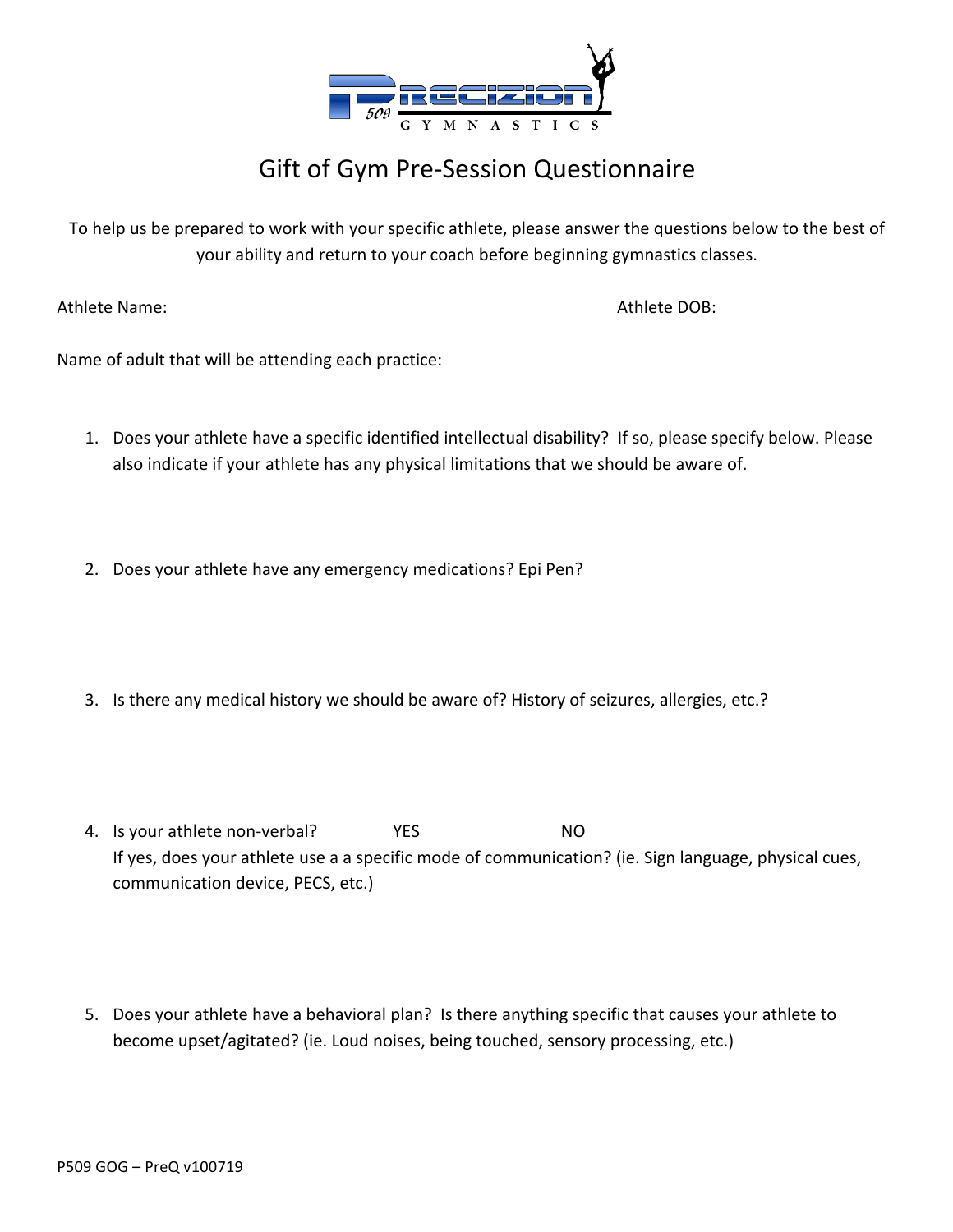# Gift of Gym Pre-Session Questionnaire

To help us be prepared to work with your specific athlete, please answer the questions below to the best of your ability and return to your coach before beginning gymnastics classes.

Athlete Name: Athlete DOB:

Name of adult that will be attending each practice:

1. Does your athlete have a specific identified intellectual disability? If so, please specify below. Please also indicate if your athlete has any physical limitations that we should be aware of.

2. Does your athlete have any emergency medications? Epi Pen?

3. Is there any medical history we should be aware of? History of seizures, allergies, etc.?

4. Is your athlete non-verbal? YES NO
   If yes, does your athlete use a a specific mode of communication? (ie. Sign language, physical cues, communication device, PECS, etc.)

5. Does your athlete have a behavioral plan? Is there anything specific that causes your athlete to become upset/agitated? (ie. Loud noises, being touched, sensory processing, etc.)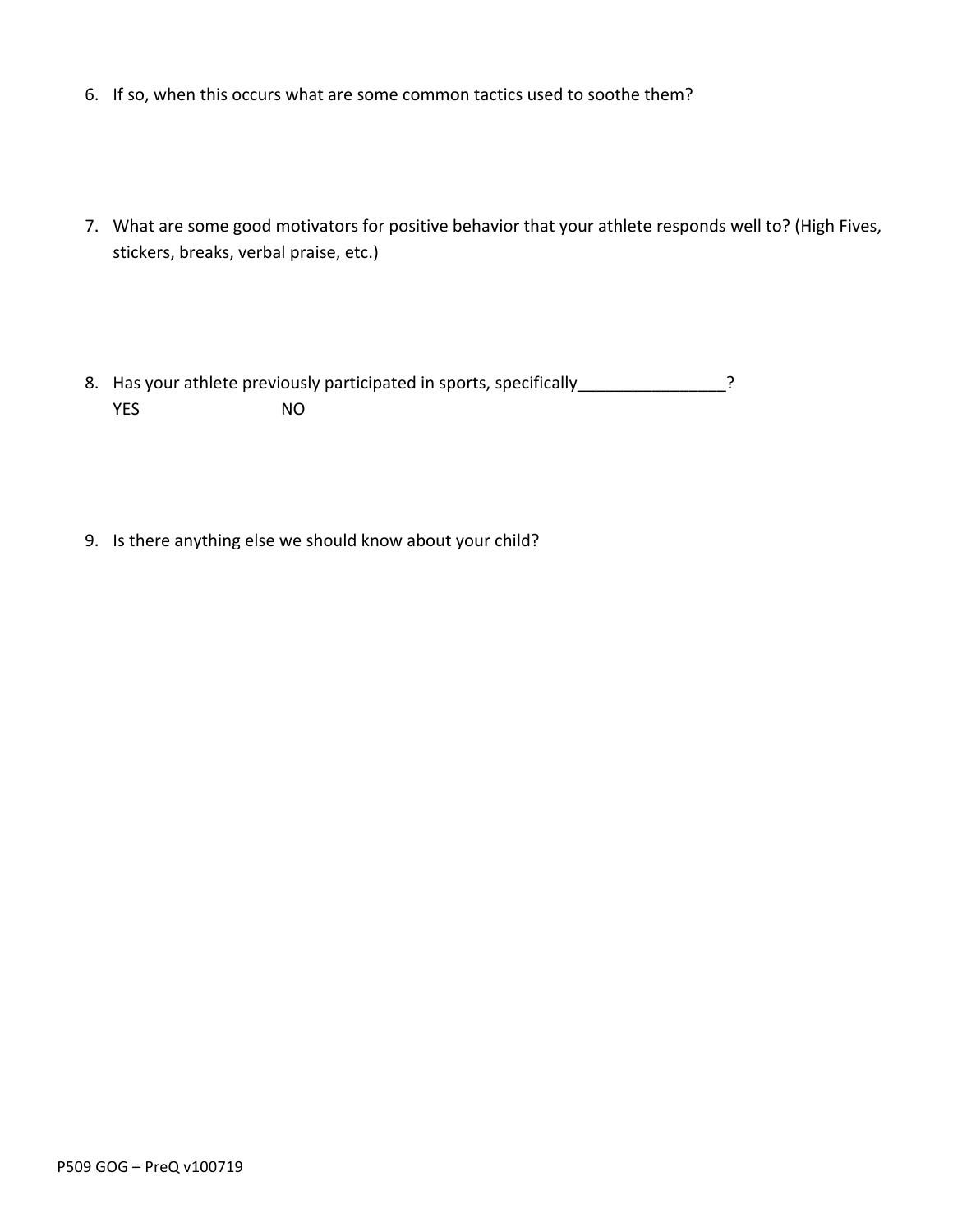6. If so, when this occurs what are some common tactics used to soothe them?

7. What are some good motivators for positive behavior that your athlete responds well to? (High Fives, stickers, breaks, verbal praise, etc.)

8. Has your athlete previously participated in sports, specifically________________?
   YES NO

9. Is there anything else we should know about your child?

P509 GOG – PreQ v100719